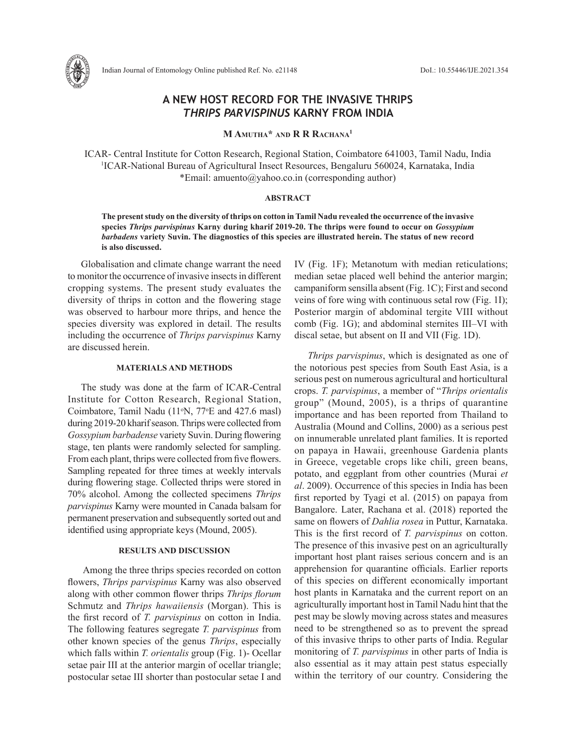# A NEW HOST RECORD FOR THE INVASIVE THRIPS *THRIPS PARVISPINUS* KARNY FROM INDIA

**M Amutha\* and R R Rachana[1]**

ICAR- Central Institute for Cotton Research, Regional Station, Coimbatore 641003, Tamil Nadu, India
[1]ICAR-National Bureau of Agricultural Insect Resources, Bengaluru 560024, Karnataka, India
\*Email: amuento@yahoo.co.in (corresponding author)

## ABSTRACT

**The present study on the diversity of thrips on cotton in Tamil Nadu revealed the occurrence of the invasive species *Thrips parvispinus* Karny during kharif 2019-20. The thrips were found to occur on *Gossypium barbadens* variety Suvin. The diagnostics of this species are illustrated herein. The status of new record is also discussed.**

Globalisation and climate change warrant the need to monitor the occurrence of invasive insects in different cropping systems. The present study evaluates the diversity of thrips in cotton and the flowering stage was observed to harbour more thrips, and hence the species diversity was explored in detail. The results including the occurrence of *Thrips parvispinus* Karny are discussed herein.

## MATERIALS AND METHODS

The study was done at the farm of ICAR-Central Institute for Cotton Research, Regional Station, Coimbatore, Tamil Nadu (11°N, 77°E and 427.6 masl) during 2019-20 kharif season. Thrips were collected from *Gossypium barbadense* variety Suvin. During flowering stage, ten plants were randomly selected for sampling. From each plant, thrips were collected from five flowers. Sampling repeated for three times at weekly intervals during flowering stage. Collected thrips were stored in 70% alcohol. Among the collected specimens *Thrips parvispinus* Karny were mounted in Canada balsam for permanent preservation and subsequently sorted out and identified using appropriate keys (Mound, 2005).

## RESULTS AND DISCUSSION

Among the three thrips species recorded on cotton flowers, *Thrips parvispinus* Karny was also observed along with other common flower thrips *Thrips florum* Schmutz and *Thrips hawaiiensis* (Morgan). This is the first record of *T. parvispinus* on cotton in India. The following features segregate *T. parvispinus* from other known species of the genus *Thrips*, especially which falls within *T. orientalis* group (Fig. 1)- Ocellar setae pair III at the anterior margin of ocellar triangle; postocular setae III shorter than postocular setae I and IV (Fig. 1F); Metanotum with median reticulations; median setae placed well behind the anterior margin; campaniform sensilla absent (Fig. 1C); First and second veins of fore wing with continuous setal row (Fig. 1I); Posterior margin of abdominal tergite VIII without comb (Fig. 1G); and abdominal sternites III–VI with discal setae, but absent on II and VII (Fig. 1D).

*Thrips parvispinus*, which is designated as one of the notorious pest species from South East Asia, is a serious pest on numerous agricultural and horticultural crops. *T. parvispinus*, a member of "*Thrips orientalis* group" (Mound, 2005), is a thrips of quarantine importance and has been reported from Thailand to Australia (Mound and Collins, 2000) as a serious pest on innumerable unrelated plant families. It is reported on papaya in Hawaii, greenhouse Gardenia plants in Greece, vegetable crops like chili, green beans, potato, and eggplant from other countries (Murai *et al*. 2009). Occurrence of this species in India has been first reported by Tyagi et al. (2015) on papaya from Bangalore. Later, Rachana et al. (2018) reported the same on flowers of *Dahlia rosea* in Puttur, Karnataka. This is the first record of *T. parvispinus* on cotton. The presence of this invasive pest on an agriculturally important host plant raises serious concern and is an apprehension for quarantine officials. Earlier reports of this species on different economically important host plants in Karnataka and the current report on an agriculturally important host in Tamil Nadu hint that the pest may be slowly moving across states and measures need to be strengthened so as to prevent the spread of this invasive thrips to other parts of India. Regular monitoring of *T. parvispinus* in other parts of India is also essential as it may attain pest status especially within the territory of our country. Considering the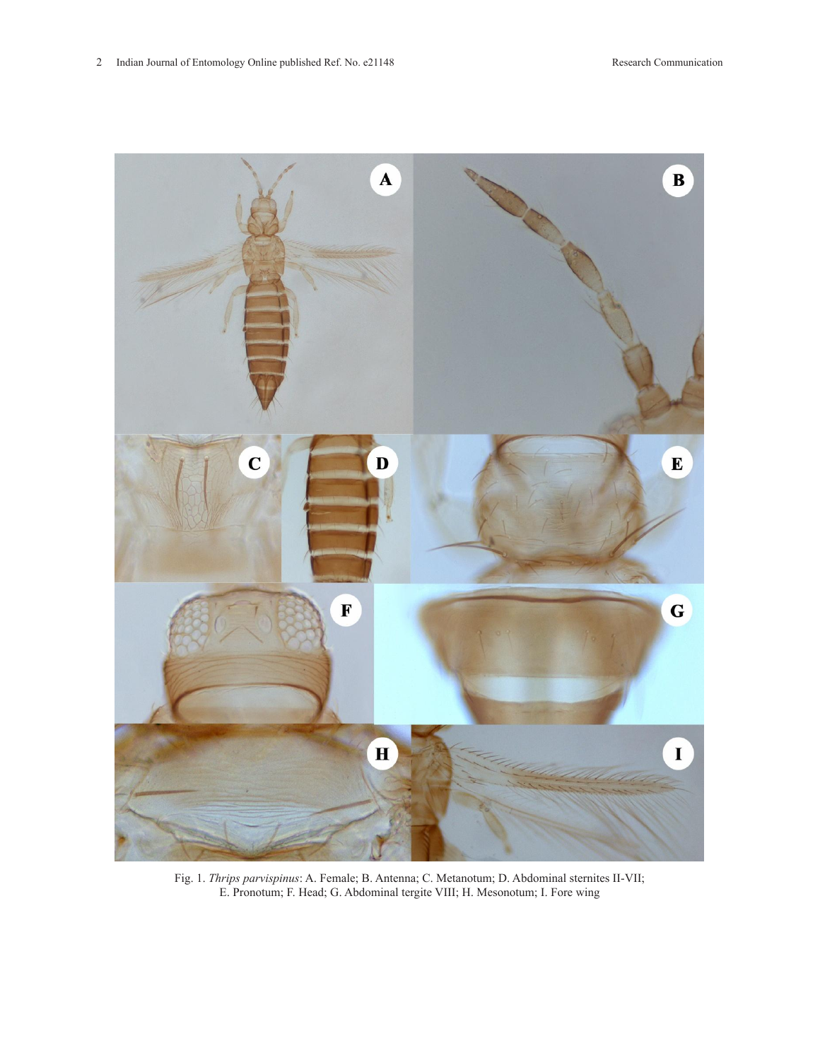Fig. 1. *Thrips parvispinus*: A. Female; B. Antenna; C. Metanotum; D. Abdominal sternites II-VII; E. Pronotum; F. Head; G. Abdominal tergite VIII; H. Mesonotum; I. Fore wing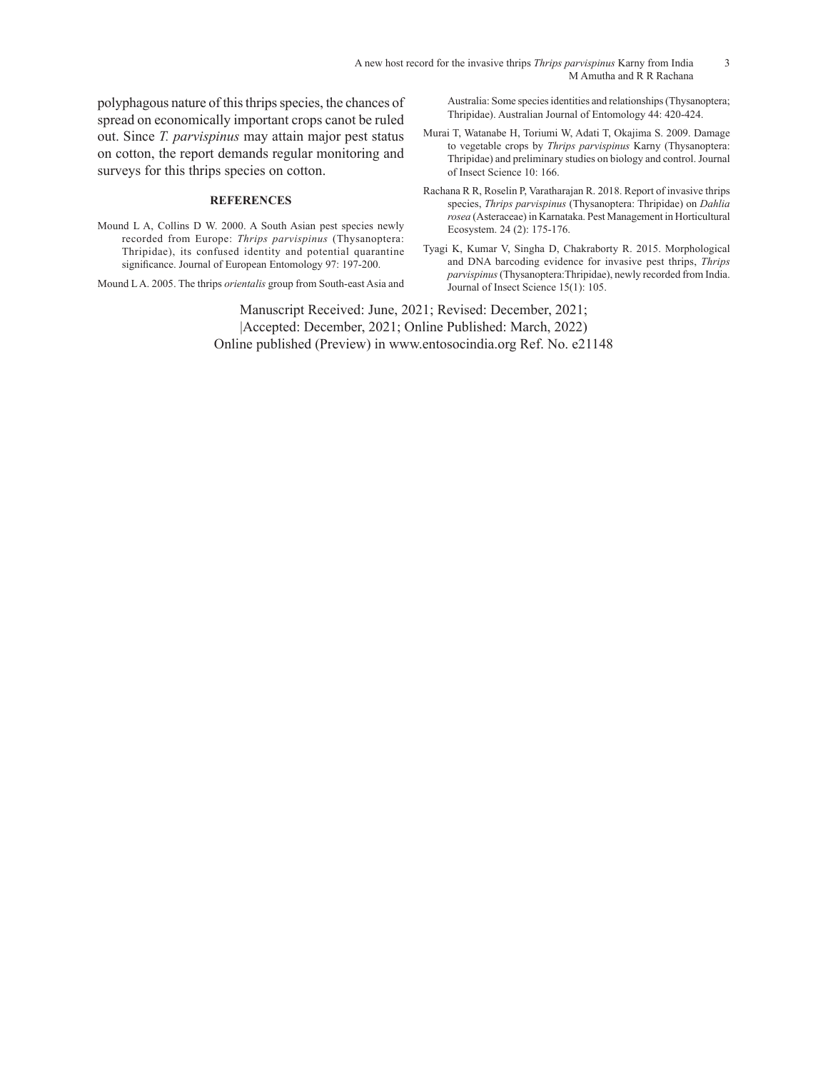polyphagous nature of this thrips species, the chances of spread on economically important crops canot be ruled out. Since *T. parvispinus* may attain major pest status on cotton, the report demands regular monitoring and surveys for this thrips species on cotton.

## REFERENCES

Mound L A, Collins D W. 2000. A South Asian pest species newly recorded from Europe: *Thrips parvispinus* (Thysanoptera: Thripidae), its confused identity and potential quarantine significance. Journal of European Entomology 97: 197-200.

Mound L A. 2005. The thrips *orientalis* group from South-east Asia and Australia: Some species identities and relationships (Thysanoptera; Thripidae). Australian Journal of Entomology 44: 420-424.

Murai T, Watanabe H, Toriumi W, Adati T, Okajima S. 2009. Damage to vegetable crops by *Thrips parvispinus* Karny (Thysanoptera: Thripidae) and preliminary studies on biology and control. Journal of Insect Science 10: 166.

Rachana R R, Roselin P, Varatharajan R. 2018. Report of invasive thrips species, *Thrips parvispinus* (Thysanoptera: Thripidae) on *Dahlia rosea* (Asteraceae) in Karnataka. Pest Management in Horticultural Ecosystem. 24 (2): 175-176.

Tyagi K, Kumar V, Singha D, Chakraborty R. 2015. Morphological and DNA barcoding evidence for invasive pest thrips, *Thrips parvispinus* (Thysanoptera:Thripidae), newly recorded from India. Journal of Insect Science 15(1): 105.

Manuscript Received: June, 2021; Revised: December, 2021; |Accepted: December, 2021; Online Published: March, 2022)
Online published (Preview) in www.entosocindia.org Ref. No. e21148